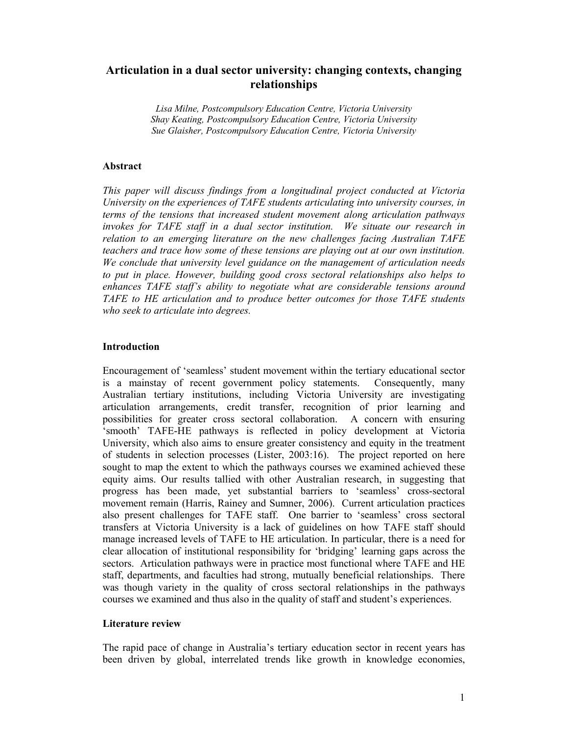# Articulation in a dual sector university: changing contexts, changing relationships

*Lisa Milne, Postcompulsory Education Centre, Victoria University*
*Shay Keating, Postcompulsory Education Centre, Victoria University*
*Sue Glaisher, Postcompulsory Education Centre, Victoria University*

## Abstract

*This paper will discuss findings from a longitudinal project conducted at Victoria University on the experiences of TAFE students articulating into university courses, in terms of the tensions that increased student movement along articulation pathways invokes for TAFE staff in a dual sector institution. We situate our research in relation to an emerging literature on the new challenges facing Australian TAFE teachers and trace how some of these tensions are playing out at our own institution. We conclude that university level guidance on the management of articulation needs to put in place. However, building good cross sectoral relationships also helps to enhances TAFE staff's ability to negotiate what are considerable tensions around TAFE to HE articulation and to produce better outcomes for those TAFE students who seek to articulate into degrees.*

## Introduction

Encouragement of 'seamless' student movement within the tertiary educational sector is a mainstay of recent government policy statements. Consequently, many Australian tertiary institutions, including Victoria University are investigating articulation arrangements, credit transfer, recognition of prior learning and possibilities for greater cross sectoral collaboration. A concern with ensuring 'smooth' TAFE-HE pathways is reflected in policy development at Victoria University, which also aims to ensure greater consistency and equity in the treatment of students in selection processes (Lister, 2003:16). The project reported on here sought to map the extent to which the pathways courses we examined achieved these equity aims. Our results tallied with other Australian research, in suggesting that progress has been made, yet substantial barriers to 'seamless' cross-sectoral movement remain (Harris, Rainey and Sumner, 2006). Current articulation practices also present challenges for TAFE staff. One barrier to 'seamless' cross sectoral transfers at Victoria University is a lack of guidelines on how TAFE staff should manage increased levels of TAFE to HE articulation. In particular, there is a need for clear allocation of institutional responsibility for 'bridging' learning gaps across the sectors. Articulation pathways were in practice most functional where TAFE and HE staff, departments, and faculties had strong, mutually beneficial relationships. There was though variety in the quality of cross sectoral relationships in the pathways courses we examined and thus also in the quality of staff and student's experiences.

## Literature review

The rapid pace of change in Australia's tertiary education sector in recent years has been driven by global, interrelated trends like growth in knowledge economies,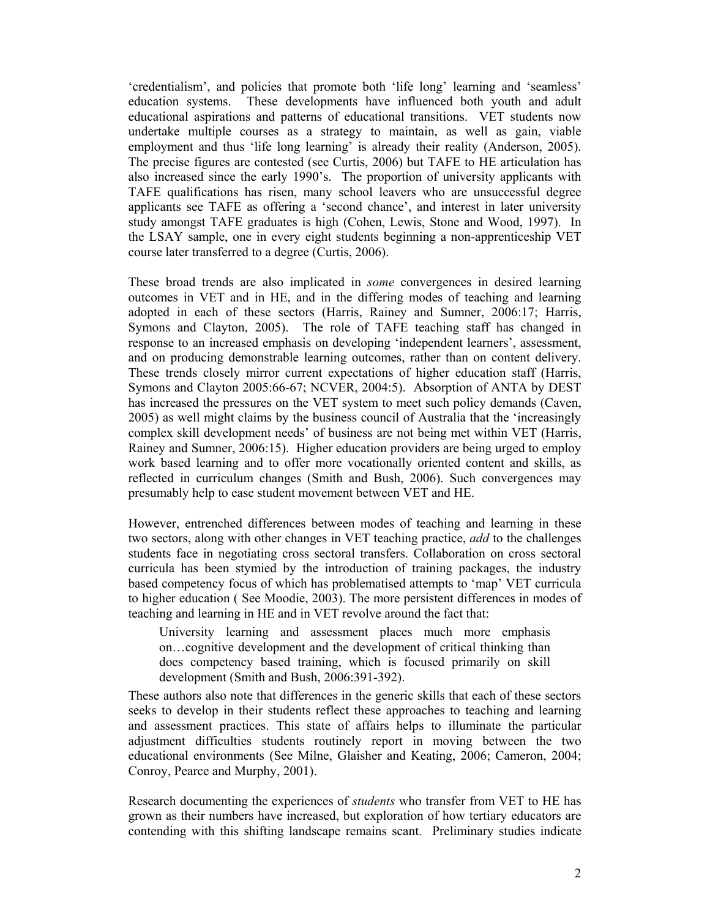'credentialism', and policies that promote both 'life long' learning and 'seamless' education systems. These developments have influenced both youth and adult educational aspirations and patterns of educational transitions. VET students now undertake multiple courses as a strategy to maintain, as well as gain, viable employment and thus 'life long learning' is already their reality (Anderson, 2005). The precise figures are contested (see Curtis, 2006) but TAFE to HE articulation has also increased since the early 1990's. The proportion of university applicants with TAFE qualifications has risen, many school leavers who are unsuccessful degree applicants see TAFE as offering a 'second chance', and interest in later university study amongst TAFE graduates is high (Cohen, Lewis, Stone and Wood, 1997). In the LSAY sample, one in every eight students beginning a non-apprenticeship VET course later transferred to a degree (Curtis, 2006).

These broad trends are also implicated in *some* convergences in desired learning outcomes in VET and in HE, and in the differing modes of teaching and learning adopted in each of these sectors (Harris, Rainey and Sumner, 2006:17; Harris, Symons and Clayton, 2005). The role of TAFE teaching staff has changed in response to an increased emphasis on developing 'independent learners', assessment, and on producing demonstrable learning outcomes, rather than on content delivery. These trends closely mirror current expectations of higher education staff (Harris, Symons and Clayton 2005:66-67; NCVER, 2004:5). Absorption of ANTA by DEST has increased the pressures on the VET system to meet such policy demands (Caven, 2005) as well might claims by the business council of Australia that the 'increasingly complex skill development needs' of business are not being met within VET (Harris, Rainey and Sumner, 2006:15). Higher education providers are being urged to employ work based learning and to offer more vocationally oriented content and skills, as reflected in curriculum changes (Smith and Bush, 2006). Such convergences may presumably help to ease student movement between VET and HE.

However, entrenched differences between modes of teaching and learning in these two sectors, along with other changes in VET teaching practice, *add* to the challenges students face in negotiating cross sectoral transfers. Collaboration on cross sectoral curricula has been stymied by the introduction of training packages, the industry based competency focus of which has problematised attempts to 'map' VET curricula to higher education ( See Moodie, 2003). The more persistent differences in modes of teaching and learning in HE and in VET revolve around the fact that:

> University learning and assessment places much more emphasis on…cognitive development and the development of critical thinking than does competency based training, which is focused primarily on skill development (Smith and Bush, 2006:391-392).

These authors also note that differences in the generic skills that each of these sectors seeks to develop in their students reflect these approaches to teaching and learning and assessment practices. This state of affairs helps to illuminate the particular adjustment difficulties students routinely report in moving between the two educational environments (See Milne, Glaisher and Keating, 2006; Cameron, 2004; Conroy, Pearce and Murphy, 2001).

Research documenting the experiences of *students* who transfer from VET to HE has grown as their numbers have increased, but exploration of how tertiary educators are contending with this shifting landscape remains scant. Preliminary studies indicate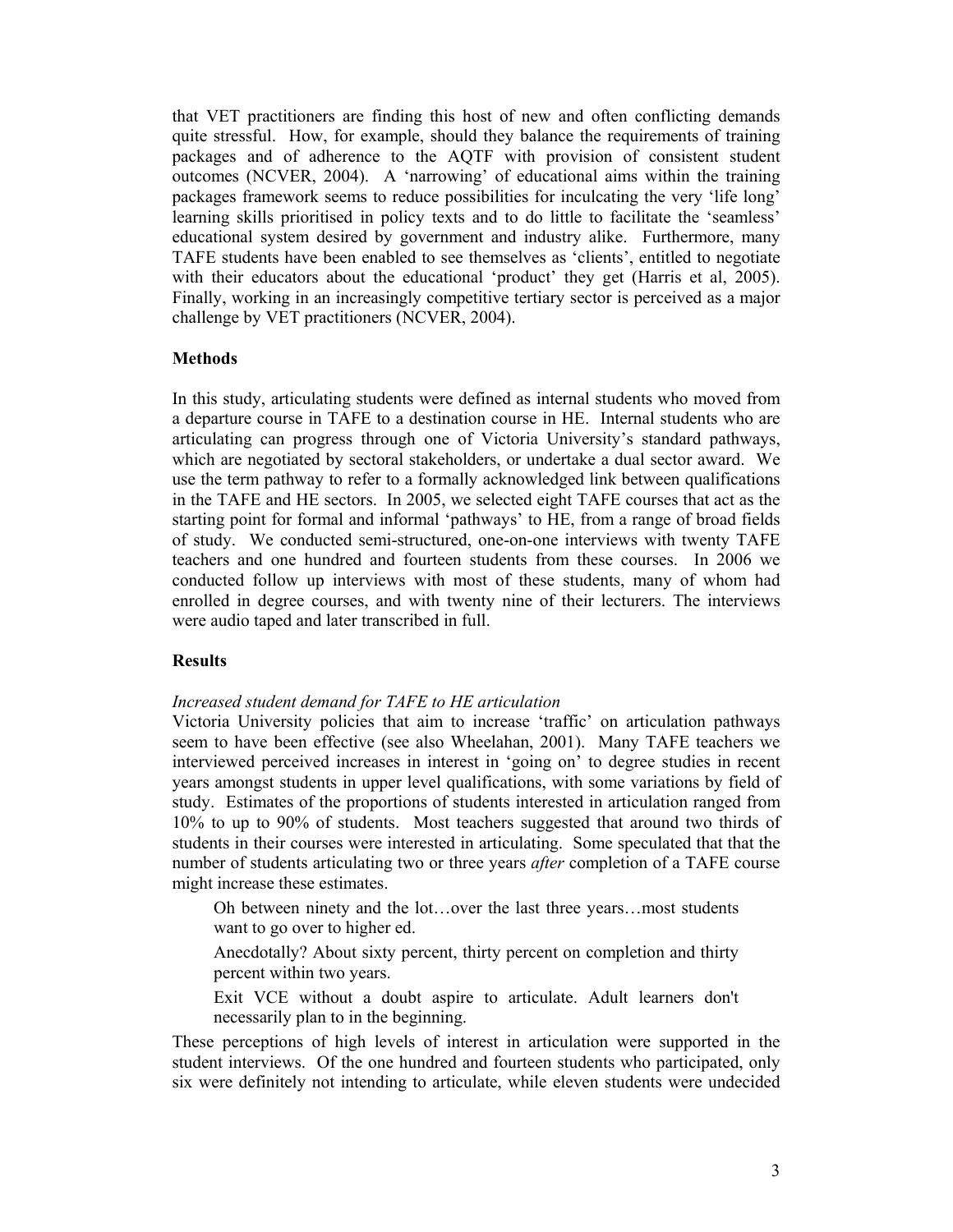that VET practitioners are finding this host of new and often conflicting demands quite stressful. How, for example, should they balance the requirements of training packages and of adherence to the AQTF with provision of consistent student outcomes (NCVER, 2004). A 'narrowing' of educational aims within the training packages framework seems to reduce possibilities for inculcating the very 'life long' learning skills prioritised in policy texts and to do little to facilitate the 'seamless' educational system desired by government and industry alike. Furthermore, many TAFE students have been enabled to see themselves as 'clients', entitled to negotiate with their educators about the educational 'product' they get (Harris et al, 2005). Finally, working in an increasingly competitive tertiary sector is perceived as a major challenge by VET practitioners (NCVER, 2004).

## Methods

In this study, articulating students were defined as internal students who moved from a departure course in TAFE to a destination course in HE. Internal students who are articulating can progress through one of Victoria University's standard pathways, which are negotiated by sectoral stakeholders, or undertake a dual sector award. We use the term pathway to refer to a formally acknowledged link between qualifications in the TAFE and HE sectors. In 2005, we selected eight TAFE courses that act as the starting point for formal and informal 'pathways' to HE, from a range of broad fields of study. We conducted semi-structured, one-on-one interviews with twenty TAFE teachers and one hundred and fourteen students from these courses. In 2006 we conducted follow up interviews with most of these students, many of whom had enrolled in degree courses, and with twenty nine of their lecturers. The interviews were audio taped and later transcribed in full.

## Results

*Increased student demand for TAFE to HE articulation*

Victoria University policies that aim to increase 'traffic' on articulation pathways seem to have been effective (see also Wheelahan, 2001). Many TAFE teachers we interviewed perceived increases in interest in 'going on' to degree studies in recent years amongst students in upper level qualifications, with some variations by field of study. Estimates of the proportions of students interested in articulation ranged from 10% to up to 90% of students. Most teachers suggested that around two thirds of students in their courses were interested in articulating. Some speculated that that the number of students articulating two or three years *after* completion of a TAFE course might increase these estimates.

> Oh between ninety and the lot…over the last three years…most students want to go over to higher ed.

> Anecdotally? About sixty percent, thirty percent on completion and thirty percent within two years.

> Exit VCE without a doubt aspire to articulate. Adult learners don't necessarily plan to in the beginning.

These perceptions of high levels of interest in articulation were supported in the student interviews. Of the one hundred and fourteen students who participated, only six were definitely not intending to articulate, while eleven students were undecided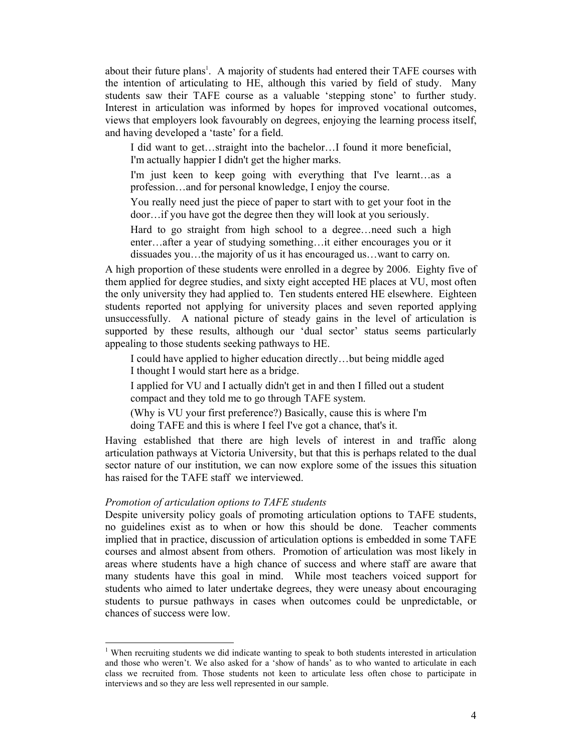about their future plans[1]. A majority of students had entered their TAFE courses with the intention of articulating to HE, although this varied by field of study. Many students saw their TAFE course as a valuable 'stepping stone' to further study. Interest in articulation was informed by hopes for improved vocational outcomes, views that employers look favourably on degrees, enjoying the learning process itself, and having developed a 'taste' for a field.

> I did want to get…straight into the bachelor…I found it more beneficial, I'm actually happier I didn't get the higher marks.
>
> I'm just keen to keep going with everything that I've learnt…as a profession…and for personal knowledge, I enjoy the course.
>
> You really need just the piece of paper to start with to get your foot in the door…if you have got the degree then they will look at you seriously.
>
> Hard to go straight from high school to a degree…need such a high enter…after a year of studying something…it either encourages you or it dissuades you…the majority of us it has encouraged us…want to carry on.

A high proportion of these students were enrolled in a degree by 2006. Eighty five of them applied for degree studies, and sixty eight accepted HE places at VU, most often the only university they had applied to. Ten students entered HE elsewhere. Eighteen students reported not applying for university places and seven reported applying unsuccessfully. A national picture of steady gains in the level of articulation is supported by these results, although our 'dual sector' status seems particularly appealing to those students seeking pathways to HE.

> I could have applied to higher education directly…but being middle aged I thought I would start here as a bridge.
>
> I applied for VU and I actually didn't get in and then I filled out a student compact and they told me to go through TAFE system.
>
> (Why is VU your first preference?) Basically, cause this is where I'm doing TAFE and this is where I feel I've got a chance, that's it.

Having established that there are high levels of interest in and traffic along articulation pathways at Victoria University, but that this is perhaps related to the dual sector nature of our institution, we can now explore some of the issues this situation has raised for the TAFE staff we interviewed.

*Promotion of articulation options to TAFE students*

Despite university policy goals of promoting articulation options to TAFE students, no guidelines exist as to when or how this should be done. Teacher comments implied that in practice, discussion of articulation options is embedded in some TAFE courses and almost absent from others. Promotion of articulation was most likely in areas where students have a high chance of success and where staff are aware that many students have this goal in mind. While most teachers voiced support for students who aimed to later undertake degrees, they were uneasy about encouraging students to pursue pathways in cases when outcomes could be unpredictable, or chances of success were low.

---

[1] When recruiting students we did indicate wanting to speak to both students interested in articulation and those who weren't. We also asked for a 'show of hands' as to who wanted to articulate in each class we recruited from. Those students not keen to articulate less often chose to participate in interviews and so they are less well represented in our sample.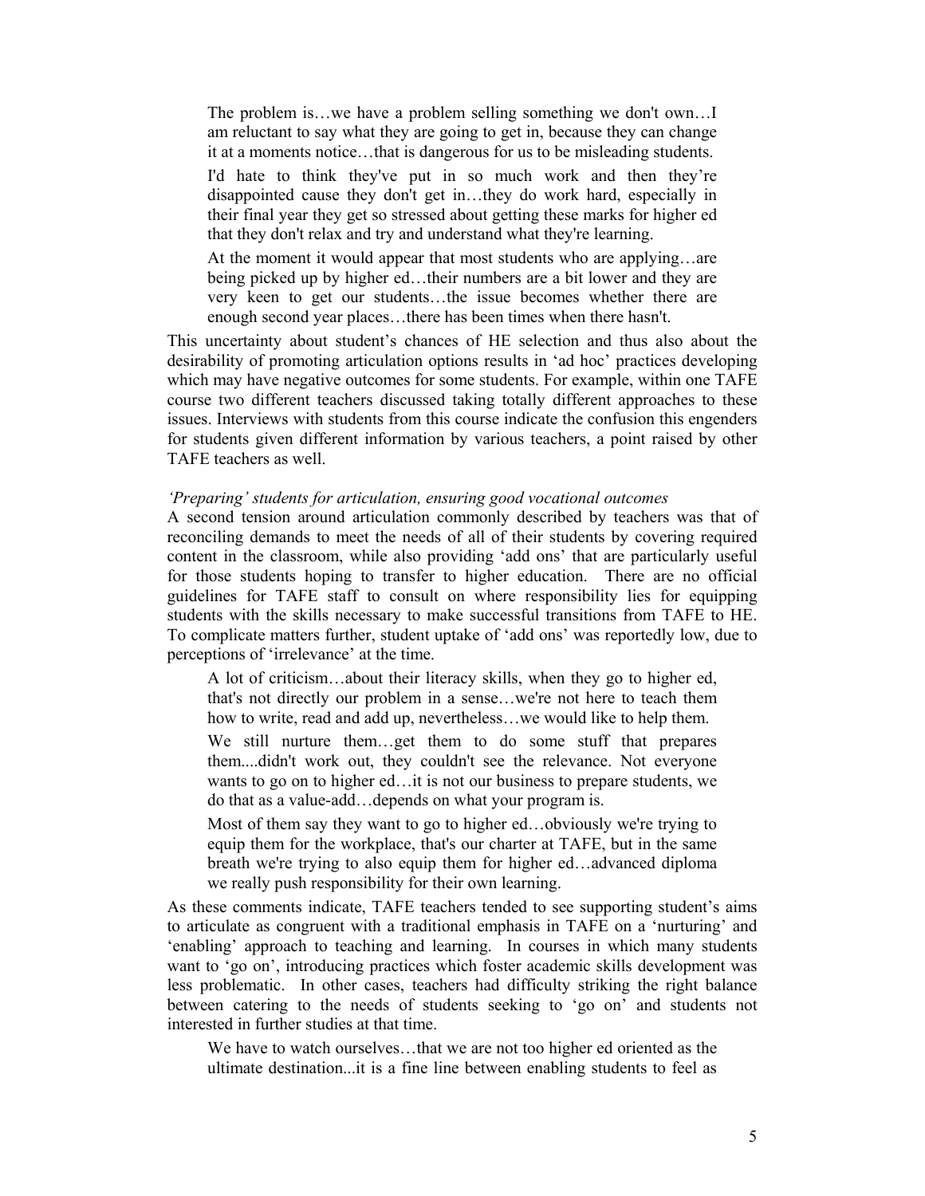> The problem is…we have a problem selling something we don't own…I am reluctant to say what they are going to get in, because they can change it at a moments notice…that is dangerous for us to be misleading students.

> I'd hate to think they've put in so much work and then they're disappointed cause they don't get in…they do work hard, especially in their final year they get so stressed about getting these marks for higher ed that they don't relax and try and understand what they're learning.

> At the moment it would appear that most students who are applying…are being picked up by higher ed…their numbers are a bit lower and they are very keen to get our students…the issue becomes whether there are enough second year places…there has been times when there hasn't.

This uncertainty about student's chances of HE selection and thus also about the desirability of promoting articulation options results in 'ad hoc' practices developing which may have negative outcomes for some students. For example, within one TAFE course two different teachers discussed taking totally different approaches to these issues. Interviews with students from this course indicate the confusion this engenders for students given different information by various teachers, a point raised by other TAFE teachers as well.

*'Preparing' students for articulation, ensuring good vocational outcomes*

A second tension around articulation commonly described by teachers was that of reconciling demands to meet the needs of all of their students by covering required content in the classroom, while also providing 'add ons' that are particularly useful for those students hoping to transfer to higher education. There are no official guidelines for TAFE staff to consult on where responsibility lies for equipping students with the skills necessary to make successful transitions from TAFE to HE. To complicate matters further, student uptake of 'add ons' was reportedly low, due to perceptions of 'irrelevance' at the time.

> A lot of criticism…about their literacy skills, when they go to higher ed, that's not directly our problem in a sense…we're not here to teach them how to write, read and add up, nevertheless…we would like to help them.

> We still nurture them…get them to do some stuff that prepares them....didn't work out, they couldn't see the relevance. Not everyone wants to go on to higher ed…it is not our business to prepare students, we do that as a value-add…depends on what your program is.

> Most of them say they want to go to higher ed…obviously we're trying to equip them for the workplace, that's our charter at TAFE, but in the same breath we're trying to also equip them for higher ed…advanced diploma we really push responsibility for their own learning.

As these comments indicate, TAFE teachers tended to see supporting student's aims to articulate as congruent with a traditional emphasis in TAFE on a 'nurturing' and 'enabling' approach to teaching and learning. In courses in which many students want to 'go on', introducing practices which foster academic skills development was less problematic. In other cases, teachers had difficulty striking the right balance between catering to the needs of students seeking to 'go on' and students not interested in further studies at that time.

> We have to watch ourselves…that we are not too higher ed oriented as the ultimate destination...it is a fine line between enabling students to feel as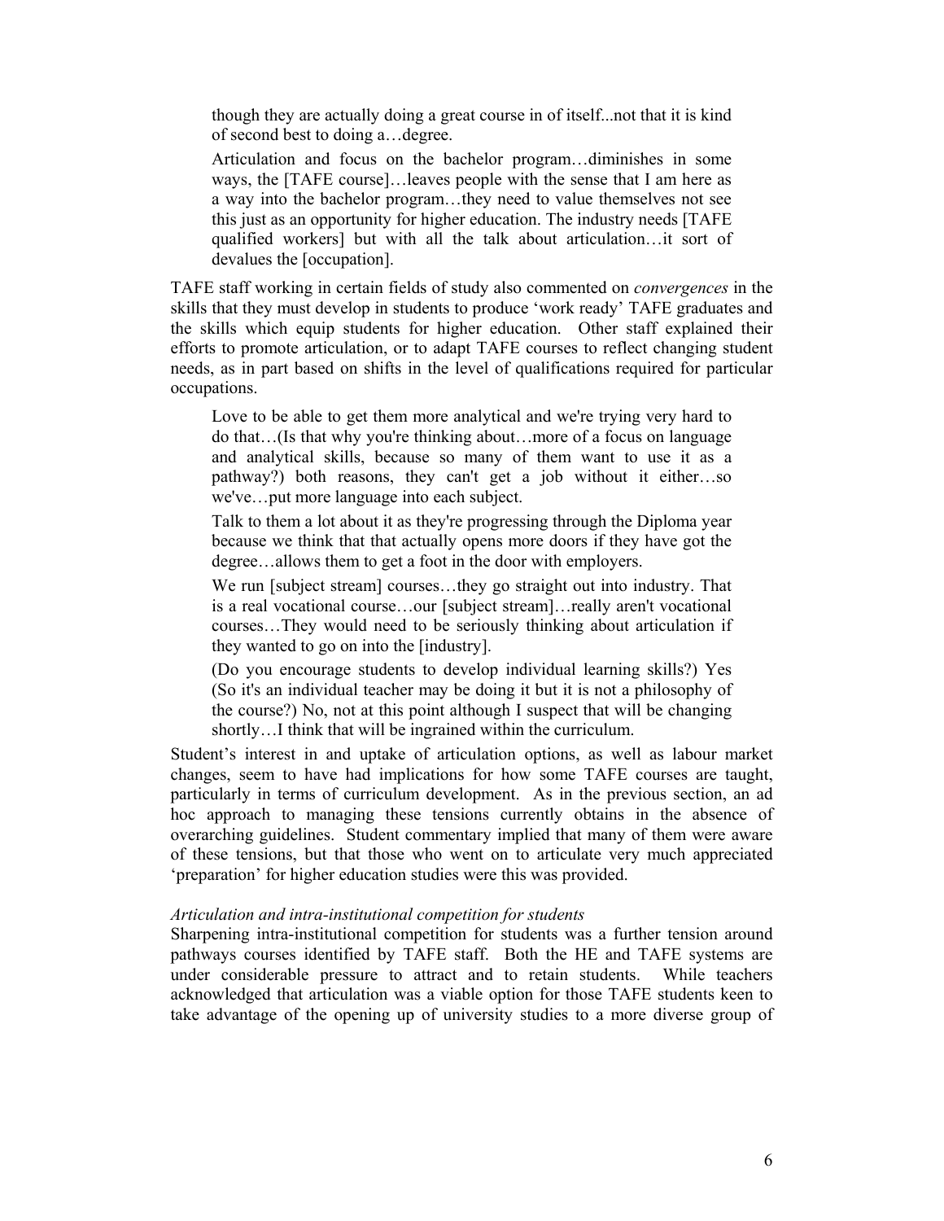> though they are actually doing a great course in of itself...not that it is kind of second best to doing a…degree.
>
> Articulation and focus on the bachelor program…diminishes in some ways, the [TAFE course]…leaves people with the sense that I am here as a way into the bachelor program…they need to value themselves not see this just as an opportunity for higher education. The industry needs [TAFE qualified workers] but with all the talk about articulation…it sort of devalues the [occupation].

TAFE staff working in certain fields of study also commented on *convergences* in the skills that they must develop in students to produce 'work ready' TAFE graduates and the skills which equip students for higher education. Other staff explained their efforts to promote articulation, or to adapt TAFE courses to reflect changing student needs, as in part based on shifts in the level of qualifications required for particular occupations.

> Love to be able to get them more analytical and we're trying very hard to do that…(Is that why you're thinking about…more of a focus on language and analytical skills, because so many of them want to use it as a pathway?) both reasons, they can't get a job without it either…so we've…put more language into each subject.
>
> Talk to them a lot about it as they're progressing through the Diploma year because we think that that actually opens more doors if they have got the degree…allows them to get a foot in the door with employers.
>
> We run [subject stream] courses…they go straight out into industry. That is a real vocational course…our [subject stream]…really aren't vocational courses…They would need to be seriously thinking about articulation if they wanted to go on into the [industry].
>
> (Do you encourage students to develop individual learning skills?) Yes (So it's an individual teacher may be doing it but it is not a philosophy of the course?) No, not at this point although I suspect that will be changing shortly…I think that will be ingrained within the curriculum.

Student's interest in and uptake of articulation options, as well as labour market changes, seem to have had implications for how some TAFE courses are taught, particularly in terms of curriculum development. As in the previous section, an ad hoc approach to managing these tensions currently obtains in the absence of overarching guidelines. Student commentary implied that many of them were aware of these tensions, but that those who went on to articulate very much appreciated 'preparation' for higher education studies were this was provided.

*Articulation and intra-institutional competition for students*

Sharpening intra-institutional competition for students was a further tension around pathways courses identified by TAFE staff. Both the HE and TAFE systems are under considerable pressure to attract and to retain students. While teachers acknowledged that articulation was a viable option for those TAFE students keen to take advantage of the opening up of university studies to a more diverse group of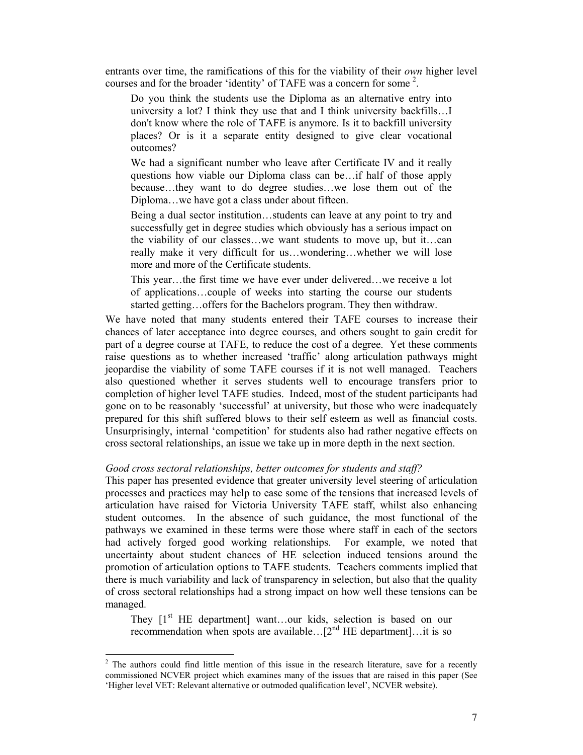entrants over time, the ramifications of this for the viability of their *own* higher level courses and for the broader 'identity' of TAFE was a concern for some [2].

> Do you think the students use the Diploma as an alternative entry into university a lot? I think they use that and I think university backfills…I don't know where the role of TAFE is anymore. Is it to backfill university places? Or is it a separate entity designed to give clear vocational outcomes?
>
> We had a significant number who leave after Certificate IV and it really questions how viable our Diploma class can be…if half of those apply because…they want to do degree studies…we lose them out of the Diploma…we have got a class under about fifteen.
>
> Being a dual sector institution…students can leave at any point to try and successfully get in degree studies which obviously has a serious impact on the viability of our classes…we want students to move up, but it…can really make it very difficult for us…wondering…whether we will lose more and more of the Certificate students.
>
> This year…the first time we have ever under delivered…we receive a lot of applications…couple of weeks into starting the course our students started getting…offers for the Bachelors program. They then withdraw.

We have noted that many students entered their TAFE courses to increase their chances of later acceptance into degree courses, and others sought to gain credit for part of a degree course at TAFE, to reduce the cost of a degree. Yet these comments raise questions as to whether increased 'traffic' along articulation pathways might jeopardise the viability of some TAFE courses if it is not well managed. Teachers also questioned whether it serves students well to encourage transfers prior to completion of higher level TAFE studies. Indeed, most of the student participants had gone on to be reasonably 'successful' at university, but those who were inadequately prepared for this shift suffered blows to their self esteem as well as financial costs. Unsurprisingly, internal 'competition' for students also had rather negative effects on cross sectoral relationships, an issue we take up in more depth in the next section.

*Good cross sectoral relationships, better outcomes for students and staff?*

This paper has presented evidence that greater university level steering of articulation processes and practices may help to ease some of the tensions that increased levels of articulation have raised for Victoria University TAFE staff, whilst also enhancing student outcomes. In the absence of such guidance, the most functional of the pathways we examined in these terms were those where staff in each of the sectors had actively forged good working relationships. For example, we noted that uncertainty about student chances of HE selection induced tensions around the promotion of articulation options to TAFE students. Teachers comments implied that there is much variability and lack of transparency in selection, but also that the quality of cross sectoral relationships had a strong impact on how well these tensions can be managed.

> They [1st HE department] want…our kids, selection is based on our recommendation when spots are available…[2nd HE department]…it is so

[2] The authors could find little mention of this issue in the research literature, save for a recently commissioned NCVER project which examines many of the issues that are raised in this paper (See 'Higher level VET: Relevant alternative or outmoded qualification level', NCVER website).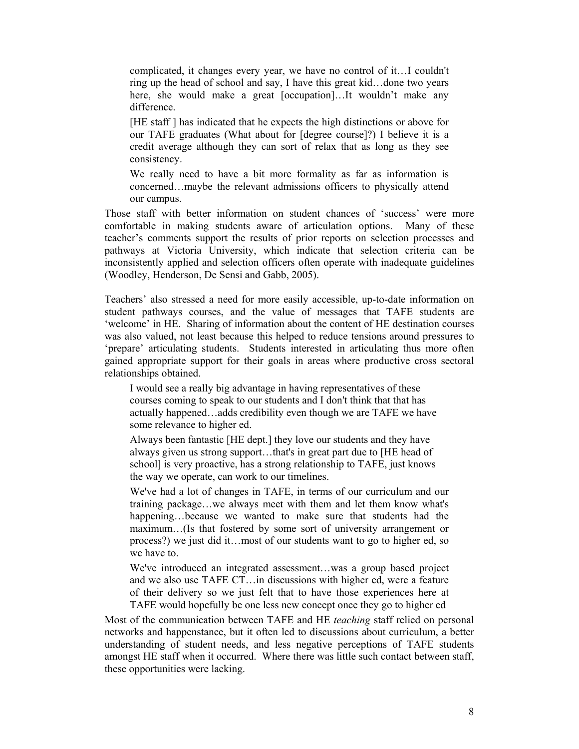> complicated, it changes every year, we have no control of it…I couldn't ring up the head of school and say, I have this great kid…done two years here, she would make a great [occupation]…It wouldn't make any difference.
>
> [HE staff ] has indicated that he expects the high distinctions or above for our TAFE graduates (What about for [degree course]?) I believe it is a credit average although they can sort of relax that as long as they see consistency.
>
> We really need to have a bit more formality as far as information is concerned…maybe the relevant admissions officers to physically attend our campus.

Those staff with better information on student chances of 'success' were more comfortable in making students aware of articulation options. Many of these teacher's comments support the results of prior reports on selection processes and pathways at Victoria University, which indicate that selection criteria can be inconsistently applied and selection officers often operate with inadequate guidelines (Woodley, Henderson, De Sensi and Gabb, 2005).

Teachers' also stressed a need for more easily accessible, up-to-date information on student pathways courses, and the value of messages that TAFE students are 'welcome' in HE. Sharing of information about the content of HE destination courses was also valued, not least because this helped to reduce tensions around pressures to 'prepare' articulating students. Students interested in articulating thus more often gained appropriate support for their goals in areas where productive cross sectoral relationships obtained.

> I would see a really big advantage in having representatives of these courses coming to speak to our students and I don't think that that has actually happened…adds credibility even though we are TAFE we have some relevance to higher ed.
>
> Always been fantastic [HE dept.] they love our students and they have always given us strong support…that's in great part due to [HE head of school] is very proactive, has a strong relationship to TAFE, just knows the way we operate, can work to our timelines.
>
> We've had a lot of changes in TAFE, in terms of our curriculum and our training package…we always meet with them and let them know what's happening…because we wanted to make sure that students had the maximum…(Is that fostered by some sort of university arrangement or process?) we just did it…most of our students want to go to higher ed, so we have to.
>
> We've introduced an integrated assessment…was a group based project and we also use TAFE CT…in discussions with higher ed, were a feature of their delivery so we just felt that to have those experiences here at TAFE would hopefully be one less new concept once they go to higher ed

Most of the communication between TAFE and HE *teaching* staff relied on personal networks and happenstance, but it often led to discussions about curriculum, a better understanding of student needs, and less negative perceptions of TAFE students amongst HE staff when it occurred. Where there was little such contact between staff, these opportunities were lacking.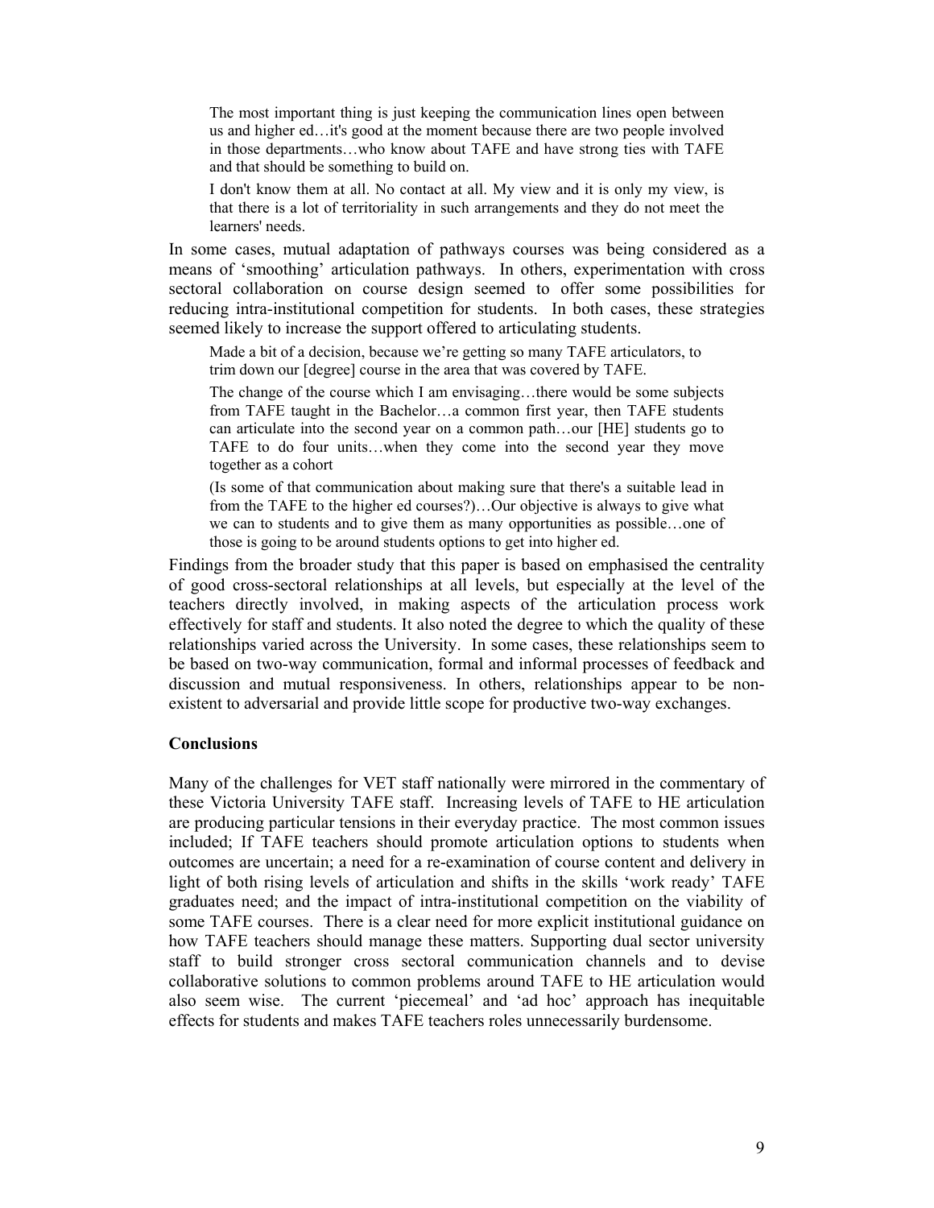> The most important thing is just keeping the communication lines open between us and higher ed…it's good at the moment because there are two people involved in those departments…who know about TAFE and have strong ties with TAFE and that should be something to build on.

> I don't know them at all. No contact at all. My view and it is only my view, is that there is a lot of territoriality in such arrangements and they do not meet the learners' needs.

In some cases, mutual adaptation of pathways courses was being considered as a means of 'smoothing' articulation pathways. In others, experimentation with cross sectoral collaboration on course design seemed to offer some possibilities for reducing intra-institutional competition for students. In both cases, these strategies seemed likely to increase the support offered to articulating students.

> Made a bit of a decision, because we're getting so many TAFE articulators, to trim down our [degree] course in the area that was covered by TAFE.

> The change of the course which I am envisaging…there would be some subjects from TAFE taught in the Bachelor…a common first year, then TAFE students can articulate into the second year on a common path…our [HE] students go to TAFE to do four units…when they come into the second year they move together as a cohort

> (Is some of that communication about making sure that there's a suitable lead in from the TAFE to the higher ed courses?)…Our objective is always to give what we can to students and to give them as many opportunities as possible…one of those is going to be around students options to get into higher ed.

Findings from the broader study that this paper is based on emphasised the centrality of good cross-sectoral relationships at all levels, but especially at the level of the teachers directly involved, in making aspects of the articulation process work effectively for staff and students. It also noted the degree to which the quality of these relationships varied across the University. In some cases, these relationships seem to be based on two-way communication, formal and informal processes of feedback and discussion and mutual responsiveness. In others, relationships appear to be non-existent to adversarial and provide little scope for productive two-way exchanges.

## Conclusions

Many of the challenges for VET staff nationally were mirrored in the commentary of these Victoria University TAFE staff. Increasing levels of TAFE to HE articulation are producing particular tensions in their everyday practice. The most common issues included; If TAFE teachers should promote articulation options to students when outcomes are uncertain; a need for a re-examination of course content and delivery in light of both rising levels of articulation and shifts in the skills 'work ready' TAFE graduates need; and the impact of intra-institutional competition on the viability of some TAFE courses. There is a clear need for more explicit institutional guidance on how TAFE teachers should manage these matters. Supporting dual sector university staff to build stronger cross sectoral communication channels and to devise collaborative solutions to common problems around TAFE to HE articulation would also seem wise. The current 'piecemeal' and 'ad hoc' approach has inequitable effects for students and makes TAFE teachers roles unnecessarily burdensome.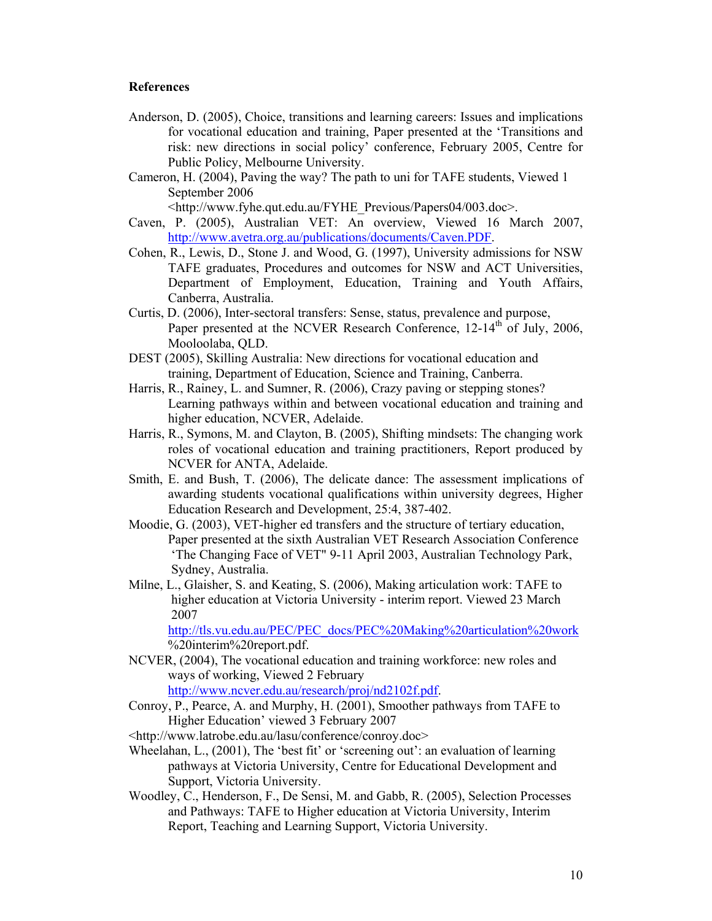**References**

Anderson, D. (2005), Choice, transitions and learning careers: Issues and implications for vocational education and training, Paper presented at the 'Transitions and risk: new directions in social policy' conference, February 2005, Centre for Public Policy, Melbourne University.

Cameron, H. (2004), Paving the way? The path to uni for TAFE students, Viewed 1 September 2006 <http://www.fyhe.qut.edu.au/FYHE_Previous/Papers04/003.doc>.

Caven, P. (2005), Australian VET: An overview, Viewed 16 March 2007, http://www.avetra.org.au/publications/documents/Caven.PDF.

Cohen, R., Lewis, D., Stone J. and Wood, G. (1997), University admissions for NSW TAFE graduates, Procedures and outcomes for NSW and ACT Universities, Department of Employment, Education, Training and Youth Affairs, Canberra, Australia.

Curtis, D. (2006), Inter-sectoral transfers: Sense, status, prevalence and purpose, Paper presented at the NCVER Research Conference, 12-14th of July, 2006, Mooloolaba, QLD.

DEST (2005), Skilling Australia: New directions for vocational education and training, Department of Education, Science and Training, Canberra.

Harris, R., Rainey, L. and Sumner, R. (2006), Crazy paving or stepping stones? Learning pathways within and between vocational education and training and higher education, NCVER, Adelaide.

Harris, R., Symons, M. and Clayton, B. (2005), Shifting mindsets: The changing work roles of vocational education and training practitioners, Report produced by NCVER for ANTA, Adelaide.

Smith, E. and Bush, T. (2006), The delicate dance: The assessment implications of awarding students vocational qualifications within university degrees, Higher Education Research and Development, 25:4, 387-402.

Moodie, G. (2003), VET-higher ed transfers and the structure of tertiary education, Paper presented at the sixth Australian VET Research Association Conference 'The Changing Face of VET" 9-11 April 2003, Australian Technology Park, Sydney, Australia.

Milne, L., Glaisher, S. and Keating, S. (2006), Making articulation work: TAFE to higher education at Victoria University - interim report. Viewed 23 March 2007 http://tls.vu.edu.au/PEC/PEC_docs/PEC%20Making%20articulation%20work%20interim%20report.pdf.

NCVER, (2004), The vocational education and training workforce: new roles and ways of working, Viewed 2 February http://www.ncver.edu.au/research/proj/nd2102f.pdf.

Conroy, P., Pearce, A. and Murphy, H. (2001), Smoother pathways from TAFE to Higher Education' viewed 3 February 2007 <http://www.latrobe.edu.au/lasu/conference/conroy.doc>

Wheelahan, L., (2001), The 'best fit' or 'screening out': an evaluation of learning pathways at Victoria University, Centre for Educational Development and Support, Victoria University.

Woodley, C., Henderson, F., De Sensi, M. and Gabb, R. (2005), Selection Processes and Pathways: TAFE to Higher education at Victoria University, Interim Report, Teaching and Learning Support, Victoria University.